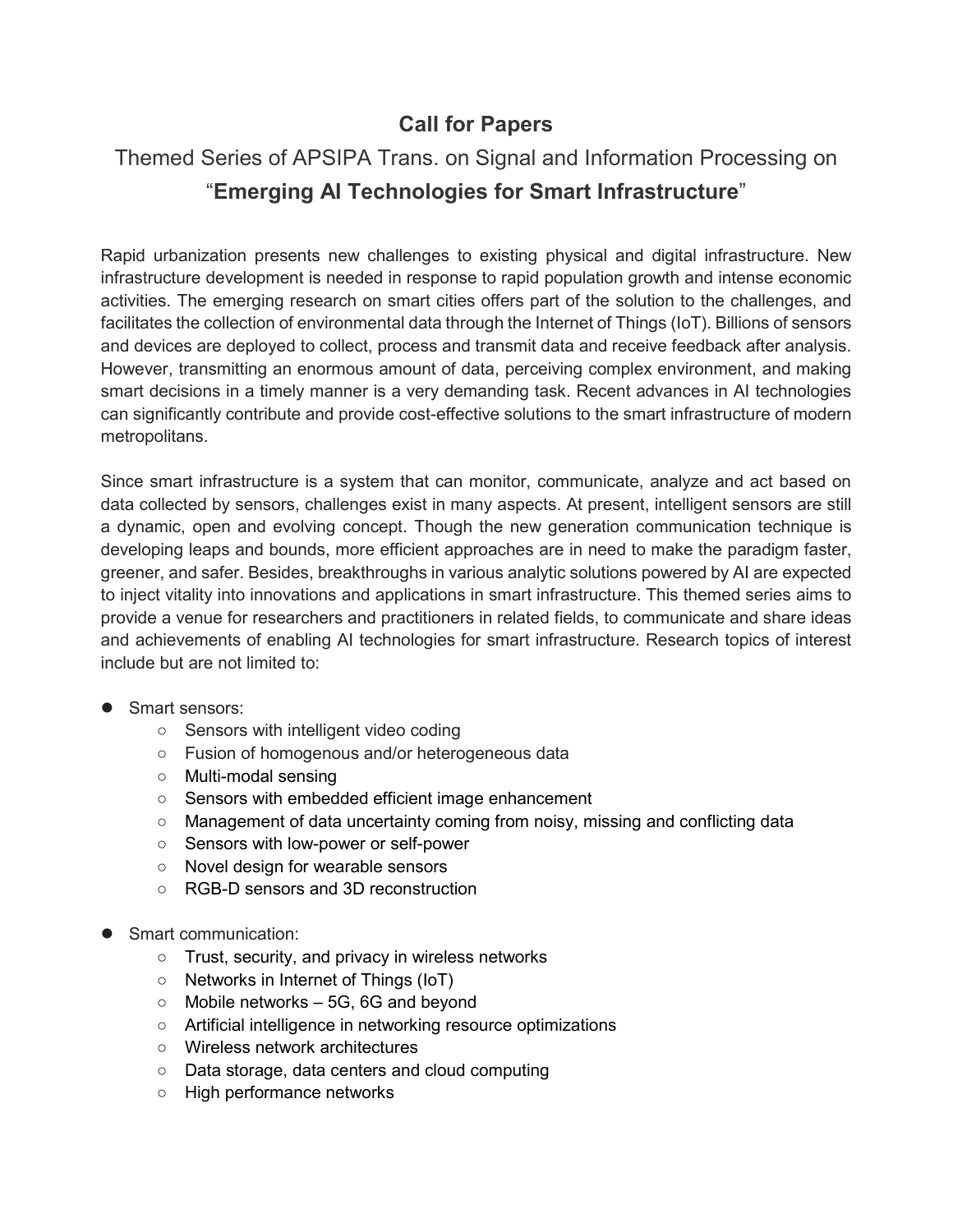# Call for Papers

## Themed Series of APSIPA Trans. on Signal and Information Processing on "**Emerging AI Technologies for Smart Infrastructure**"

Rapid urbanization presents new challenges to existing physical and digital infrastructure. New infrastructure development is needed in response to rapid population growth and intense economic activities. The emerging research on smart cities offers part of the solution to the challenges, and facilitates the collection of environmental data through the Internet of Things (IoT). Billions of sensors and devices are deployed to collect, process and transmit data and receive feedback after analysis. However, transmitting an enormous amount of data, perceiving complex environment, and making smart decisions in a timely manner is a very demanding task. Recent advances in AI technologies can significantly contribute and provide cost-effective solutions to the smart infrastructure of modern metropolitans.

Since smart infrastructure is a system that can monitor, communicate, analyze and act based on data collected by sensors, challenges exist in many aspects. At present, intelligent sensors are still a dynamic, open and evolving concept. Though the new generation communication technique is developing leaps and bounds, more efficient approaches are in need to make the paradigm faster, greener, and safer. Besides, breakthroughs in various analytic solutions powered by AI are expected to inject vitality into innovations and applications in smart infrastructure. This themed series aims to provide a venue for researchers and practitioners in related fields, to communicate and share ideas and achievements of enabling AI technologies for smart infrastructure. Research topics of interest include but are not limited to:

- Smart sensors:
  - Sensors with intelligent video coding
  - Fusion of homogenous and/or heterogeneous data
  - Multi-modal sensing
  - Sensors with embedded efficient image enhancement
  - Management of data uncertainty coming from noisy, missing and conflicting data
  - Sensors with low-power or self-power
  - Novel design for wearable sensors
  - RGB-D sensors and 3D reconstruction

- Smart communication:
  - Trust, security, and privacy in wireless networks
  - Networks in Internet of Things (IoT)
  - Mobile networks – 5G, 6G and beyond
  - Artificial intelligence in networking resource optimizations
  - Wireless network architectures
  - Data storage, data centers and cloud computing
  - High performance networks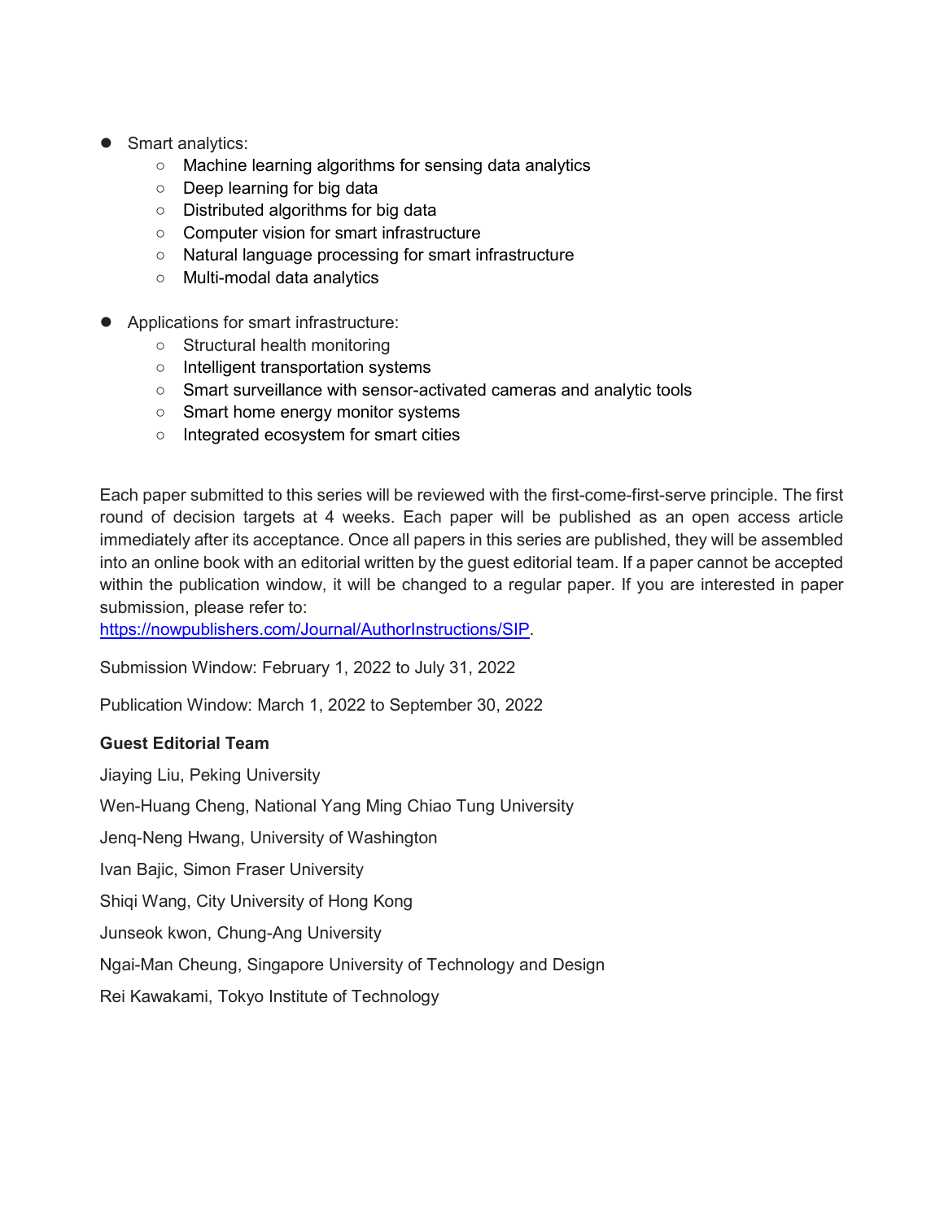- Smart analytics:
  - Machine learning algorithms for sensing data analytics
  - Deep learning for big data
  - Distributed algorithms for big data
  - Computer vision for smart infrastructure
  - Natural language processing for smart infrastructure
  - Multi-modal data analytics

- Applications for smart infrastructure:
  - Structural health monitoring
  - Intelligent transportation systems
  - Smart surveillance with sensor-activated cameras and analytic tools
  - Smart home energy monitor systems
  - Integrated ecosystem for smart cities

Each paper submitted to this series will be reviewed with the first-come-first-serve principle. The first round of decision targets at 4 weeks. Each paper will be published as an open access article immediately after its acceptance. Once all papers in this series are published, they will be assembled into an online book with an editorial written by the guest editorial team. If a paper cannot be accepted within the publication window, it will be changed to a regular paper. If you are interested in paper submission, please refer to:
https://nowpublishers.com/Journal/AuthorInstructions/SIP.

Submission Window: February 1, 2022 to July 31, 2022

Publication Window: March 1, 2022 to September 30, 2022

**Guest Editorial Team**

Jiaying Liu, Peking University

Wen-Huang Cheng, National Yang Ming Chiao Tung University

Jenq-Neng Hwang, University of Washington

Ivan Bajic, Simon Fraser University

Shiqi Wang, City University of Hong Kong

Junseok kwon, Chung-Ang University

Ngai-Man Cheung, Singapore University of Technology and Design

Rei Kawakami, Tokyo Institute of Technology